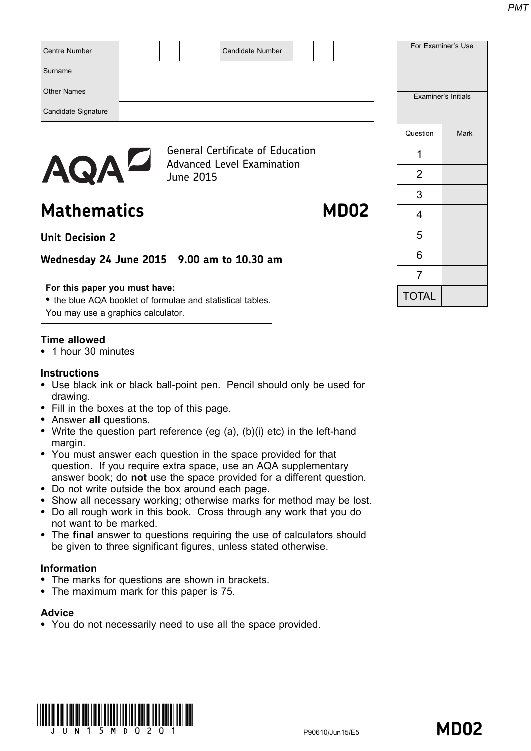| Centre Number | | | | | | Candidate Number | | | | |
|---|---|---|---|---|---|---|---|---|---|---|
| Surname | | | | | | | | | | |
| Other Names | | | | | | | | | | |
| Candidate Signature | | | | | | | | | | |

| For Examiner's Use | |
|---|---|
| Examiner's Initials | |
| Question | Mark |
| 1 | |
| 2 | |
| 3 | |
| 4 | |
| 5 | |
| 6 | |
| 7 | |
| TOTAL | |

AQA

General Certificate of Education
Advanced Level Examination
June 2015

# Mathematics MD02

## Unit Decision 2

### Wednesday 24 June 2015 9.00 am to 10.30 am

**For this paper you must have:**
- the blue AQA booklet of formulae and statistical tables.

You may use a graphics calculator.

**Time allowed**
- 1 hour 30 minutes

**Instructions**
- Use black ink or black ball-point pen. Pencil should only be used for drawing.
- Fill in the boxes at the top of this page.
- Answer **all** questions.
- Write the question part reference (eg (a), (b)(i) etc) in the left-hand margin.
- You must answer each question in the space provided for that question. If you require extra space, use an AQA supplementary answer book; do **not** use the space provided for a different question.
- Do not write outside the box around each page.
- Show all necessary working; otherwise marks for method may be lost.
- Do all rough work in this book. Cross through any work that you do not want to be marked.
- The **final** answer to questions requiring the use of calculators should be given to three significant figures, unless stated otherwise.

**Information**
- The marks for questions are shown in brackets.
- The maximum mark for this paper is 75.

**Advice**
- You do not necessarily need to use all the space provided.

P90610/Jun15/E5 MD02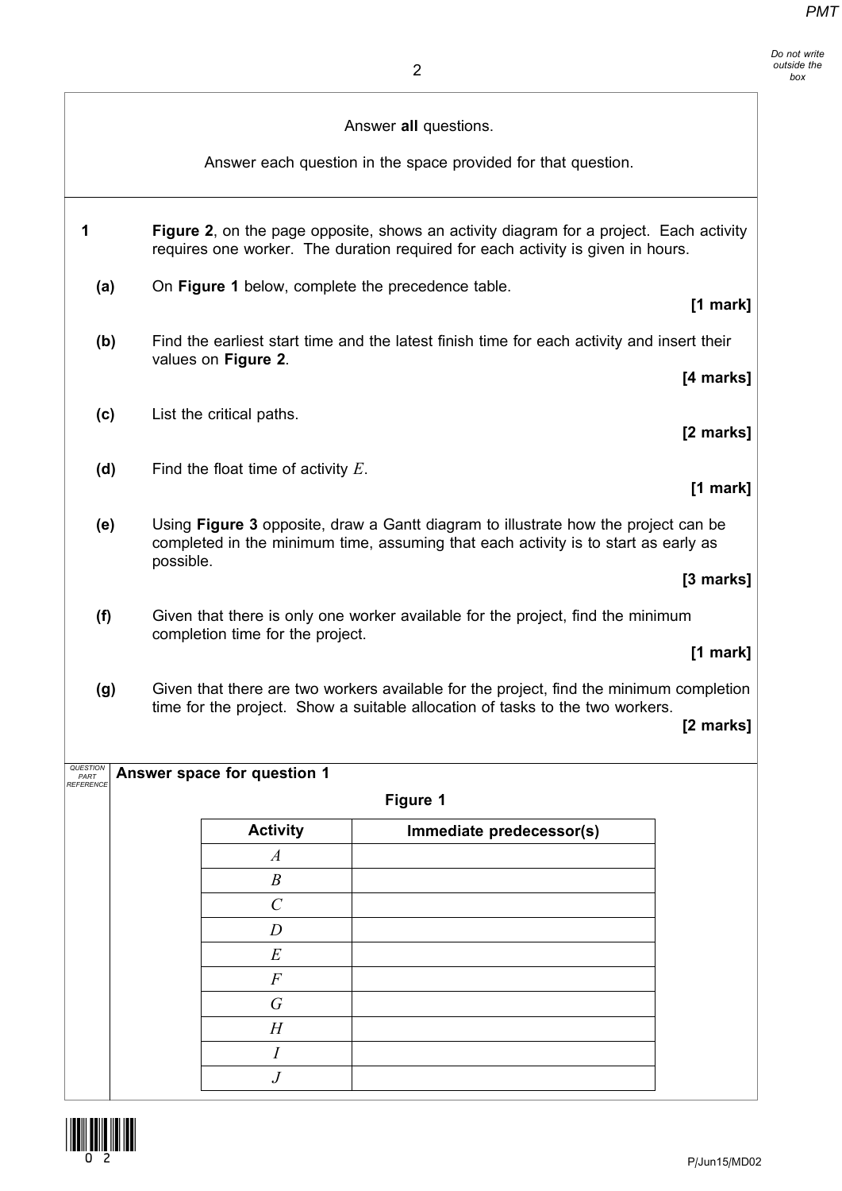Answer **all** questions.

Answer each question in the space provided for that question.

**1** **Figure 2**, on the page opposite, shows an activity diagram for a project. Each activity requires one worker. The duration required for each activity is given in hours.

**(a)** On **Figure 1** below, complete the precedence table.

**[1 mark]**

**(b)** Find the earliest start time and the latest finish time for each activity and insert their values on **Figure 2**.

**[4 marks]**

**(c)** List the critical paths.

**[2 marks]**

**(d)** Find the float time of activity $E$.

**[1 mark]**

**(e)** Using **Figure 3** opposite, draw a Gantt diagram to illustrate how the project can be completed in the minimum time, assuming that each activity is to start as early as possible.

**[3 marks]**

**(f)** Given that there is only one worker available for the project, find the minimum completion time for the project.

**[1 mark]**

**(g)** Given that there are two workers available for the project, find the minimum completion time for the project. Show a suitable allocation of tasks to the two workers.

**[2 marks]**

**Answer space for question 1**

**Figure 1**

| Activity | Immediate predecessor(s) |
|---|---|
| $A$ | |
| $B$ | |
| $C$ | |
| $D$ | |
| $E$ | |
| $F$ | |
| $G$ | |
| $H$ | |
| $I$ | |
| $J$ | |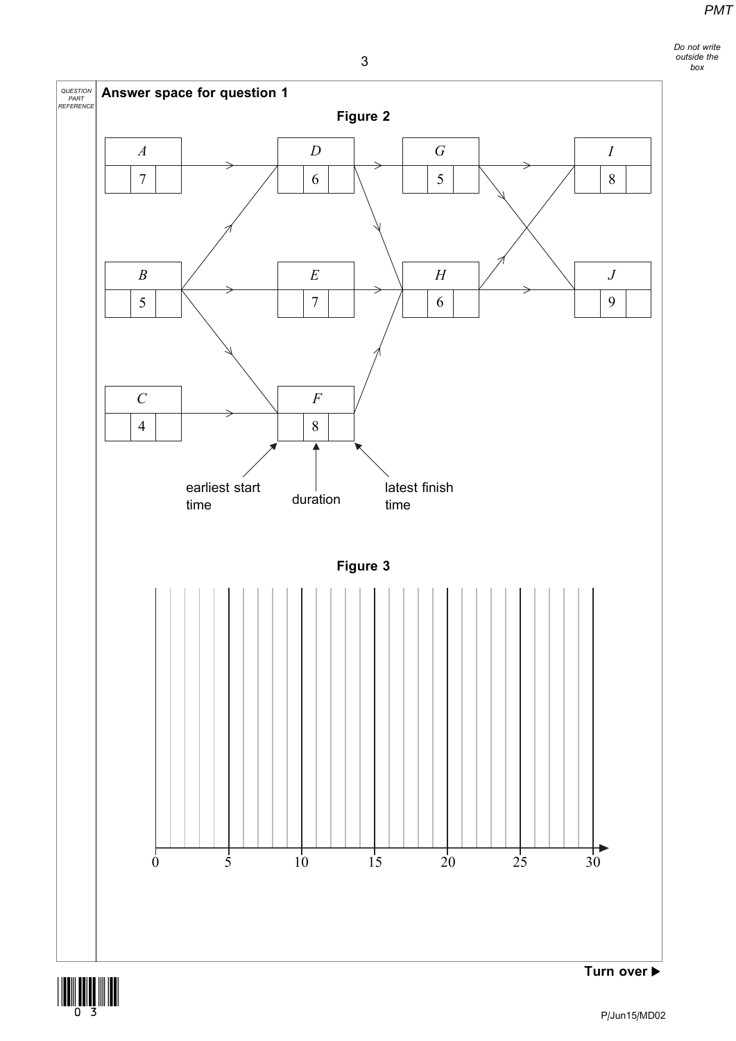**Answer space for question 1**

**Figure 2**

| Activity | Earliest start time | Duration | Latest finish time |
|---|---|---|---|
| $A$ | | 7 | |
| $B$ | | 5 | |
| $C$ | | 4 | |
| $D$ | | 6 | |
| $E$ | | 7 | |
| $F$ | | 8 | |
| $G$ | | 5 | |
| $H$ | | 6 | |
| $I$ | | 8 | |
| $J$ | | 9 | |

Arrows: $A \to D$, $B \to D$, $B \to E$, $B \to F$, $C \to F$, $D \to G$, $D \to H$, $E \to H$, $F \to H$, $G \to I$, $G \to J$, $H \to I$, $H \to J$

earliest start time — duration — latest finish time

**Figure 3**

0 5 10 15 20 25 30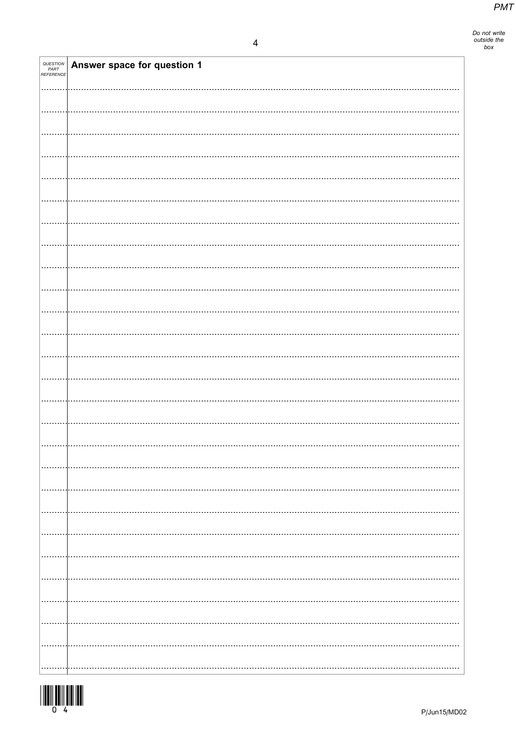| QUESTION PART REFERENCE | Answer space for question 1 |
| --- | --- |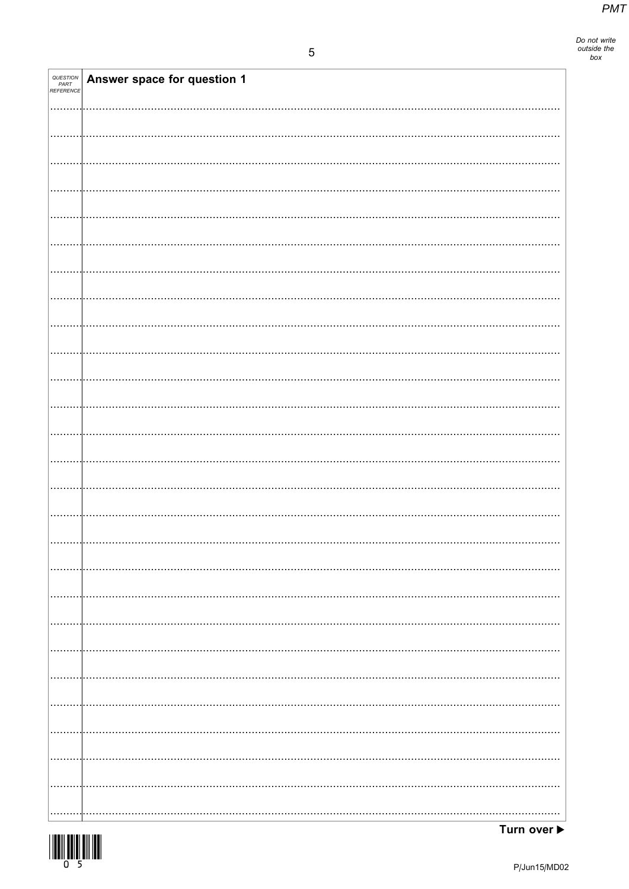| QUESTION PART REFERENCE | Answer space for question 1 |
| --- | --- |

Turn over ▶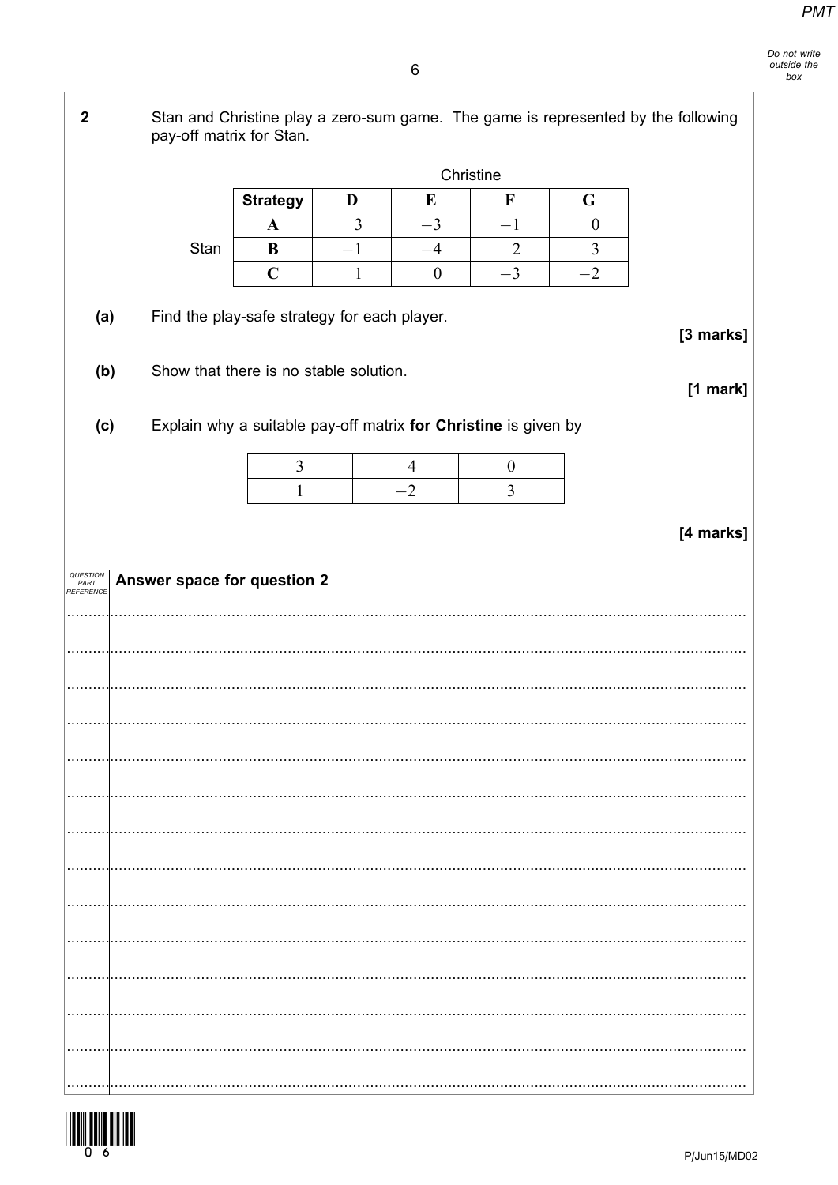**2** Stan and Christine play a zero-sum game. The game is represented by the following pay-off matrix for Stan.

| | | Christine | | | |
|---|---|---|---|---|---|
| | **Strategy** | **D** | **E** | **F** | **G** |
| | **A** | $3$ | $-3$ | $-1$ | $0$ |
| Stan | **B** | $-1$ | $-4$ | $2$ | $3$ |
| | **C** | $1$ | $0$ | $-3$ | $-2$ |

**(a)** Find the play-safe strategy for each player.

**[3 marks]**

**(b)** Show that there is no stable solution.

**[1 mark]**

**(c)** Explain why a suitable pay-off matrix **for Christine** is given by

| | | |
|---|---|---|
| $3$ | $4$ | $0$ |
| $1$ | $-2$ | $3$ |

**[4 marks]**

**Answer space for question 2**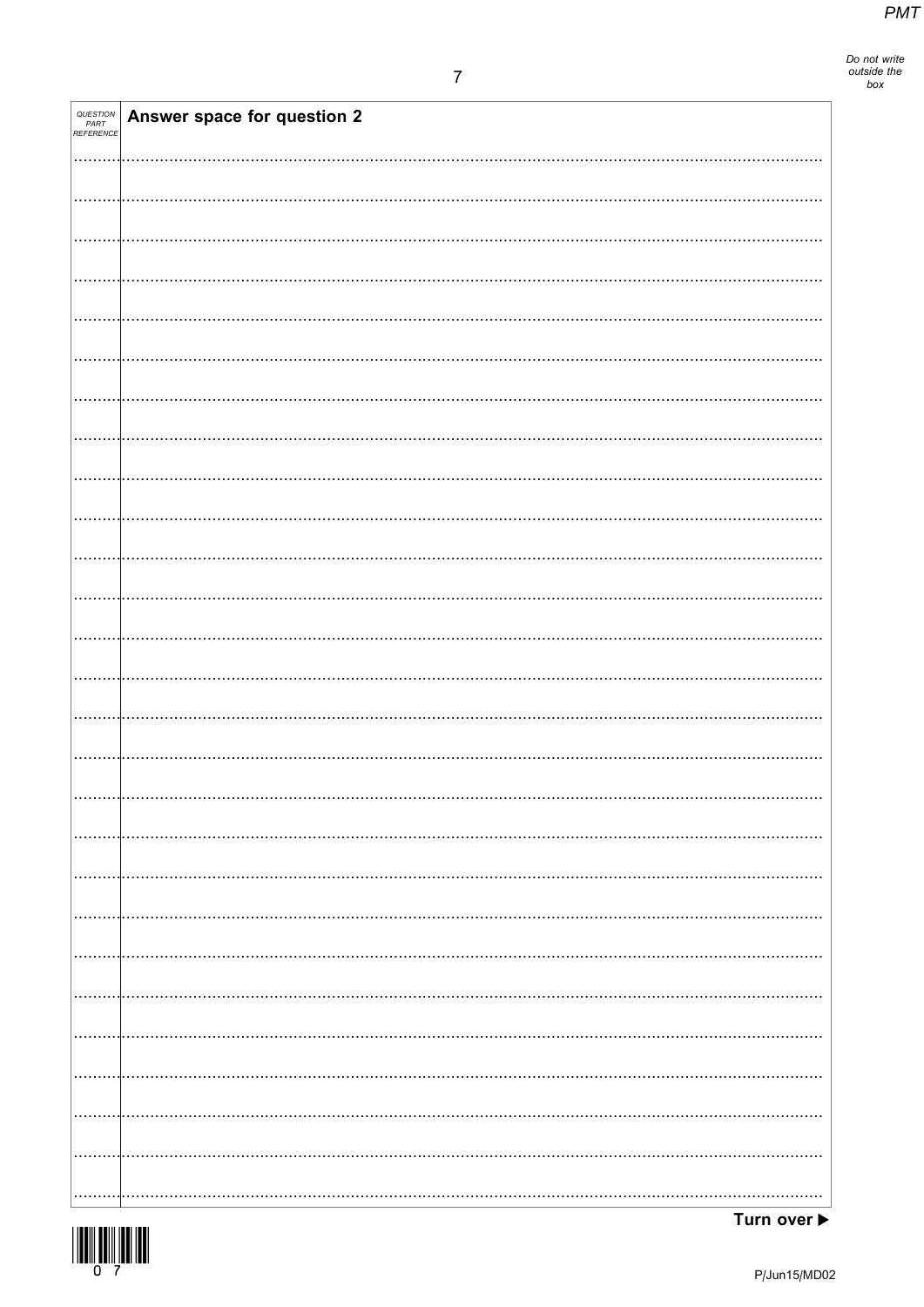QUESTION PART REFERENCE

**Answer space for question 2**

**Turn over ▶**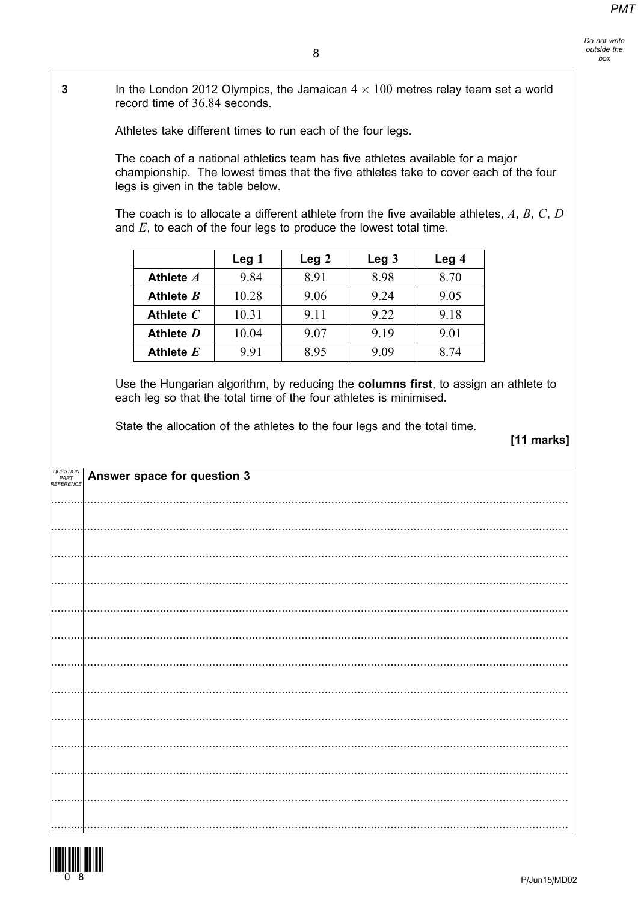**3** In the London 2012 Olympics, the Jamaican $4 \times 100$ metres relay team set a world record time of $36.84$ seconds.

Athletes take different times to run each of the four legs.

The coach of a national athletics team has five athletes available for a major championship. The lowest times that the five athletes take to cover each of the four legs is given in the table below.

The coach is to allocate a different athlete from the five available athletes, $A$, $B$, $C$, $D$ and $E$, to each of the four legs to produce the lowest total time.

| | Leg 1 | Leg 2 | Leg 3 | Leg 4 |
|---|---|---|---|---|
| **Athlete** $A$ | 9.84 | 8.91 | 8.98 | 8.70 |
| **Athlete** $B$ | 10.28 | 9.06 | 9.24 | 9.05 |
| **Athlete** $C$ | 10.31 | 9.11 | 9.22 | 9.18 |
| **Athlete** $D$ | 10.04 | 9.07 | 9.19 | 9.01 |
| **Athlete** $E$ | 9.91 | 8.95 | 9.09 | 8.74 |

Use the Hungarian algorithm, by reducing the **columns first**, to assign an athlete to each leg so that the total time of the four athletes is minimised.

State the allocation of the athletes to the four legs and the total time.

**[11 marks]**

**Answer space for question 3**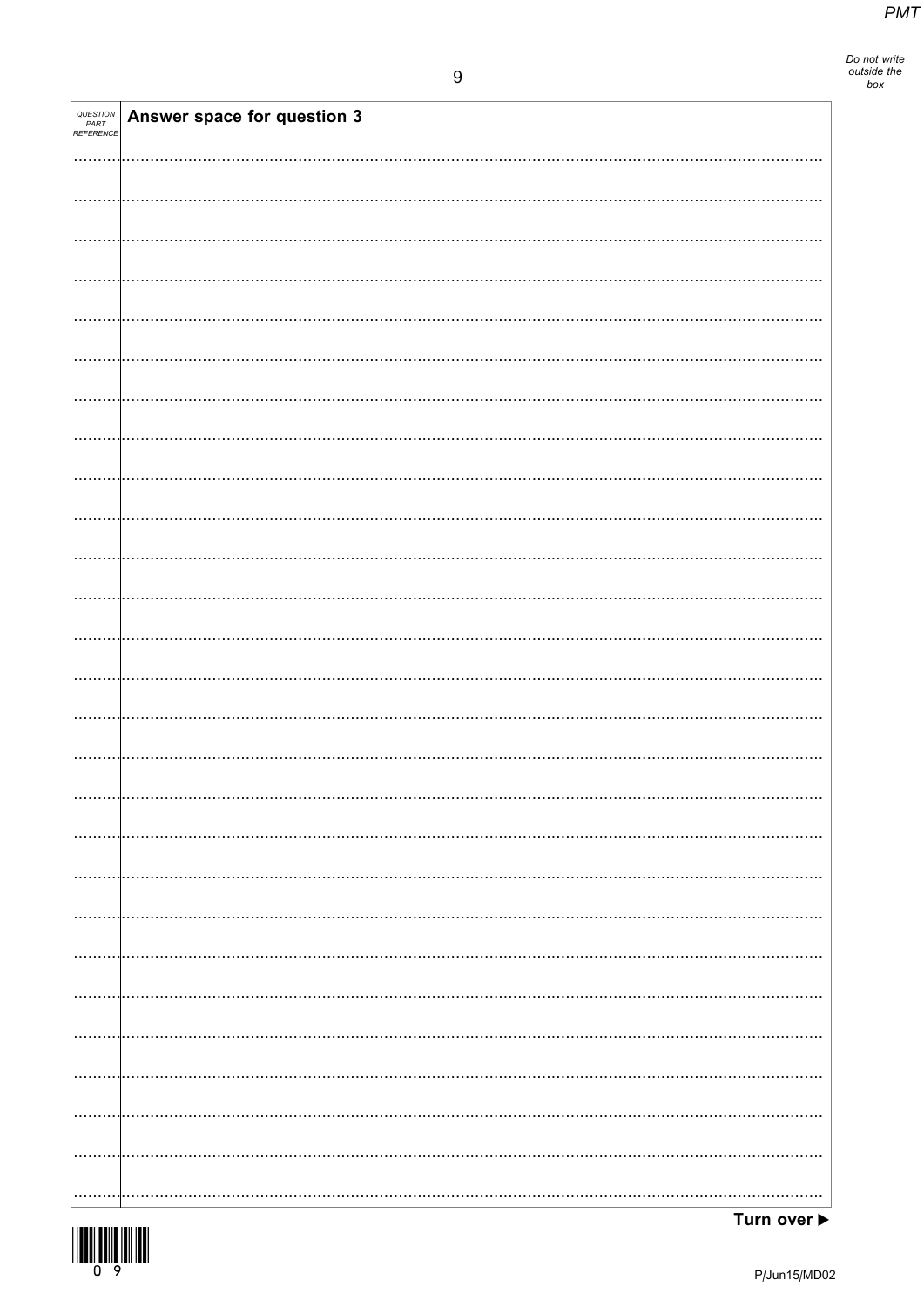| QUESTION PART REFERENCE | Answer space for question 3 |
| --- | --- |

Turn over ▶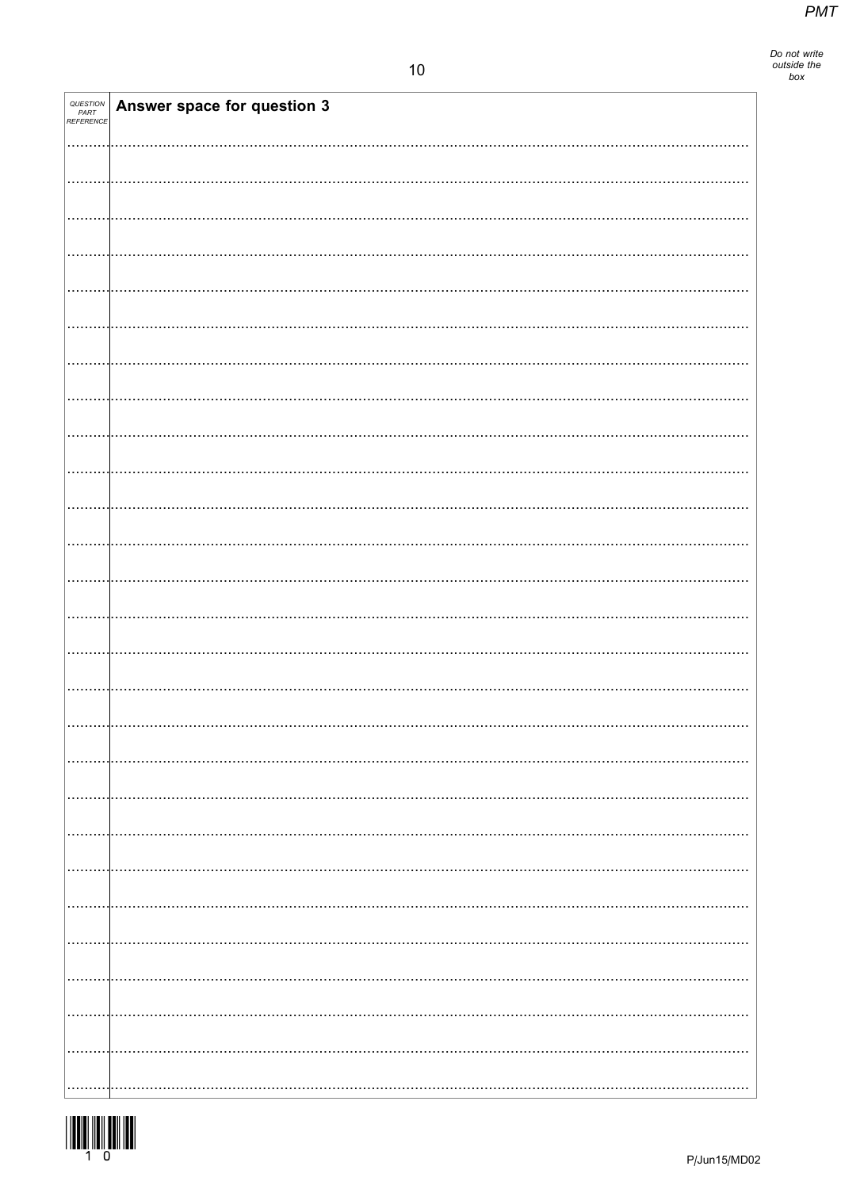| QUESTION PART REFERENCE | Answer space for question 3 |
| --- | --- |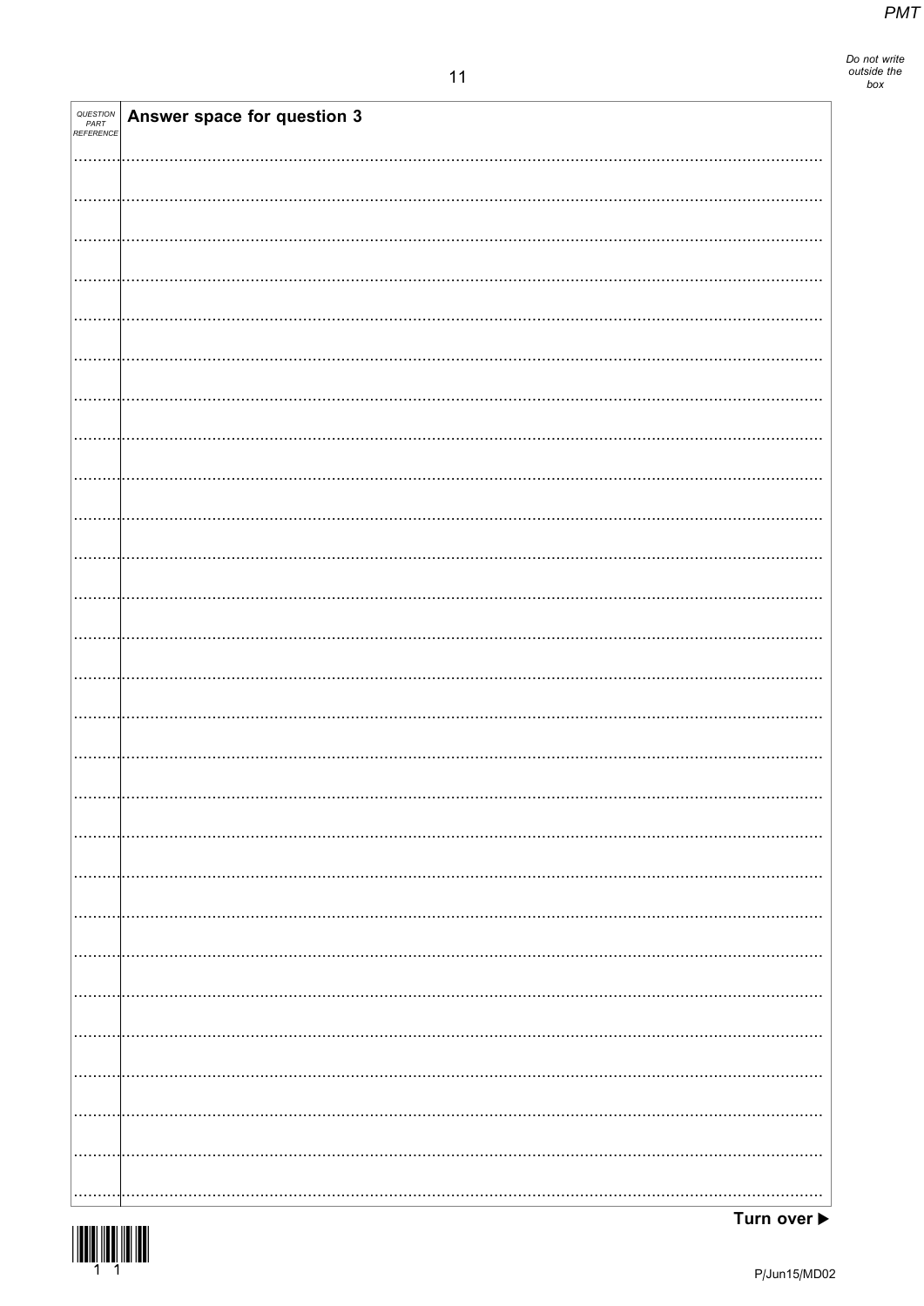| QUESTION PART REFERENCE | Answer space for question 3 |
|---|---|

Turn over ▶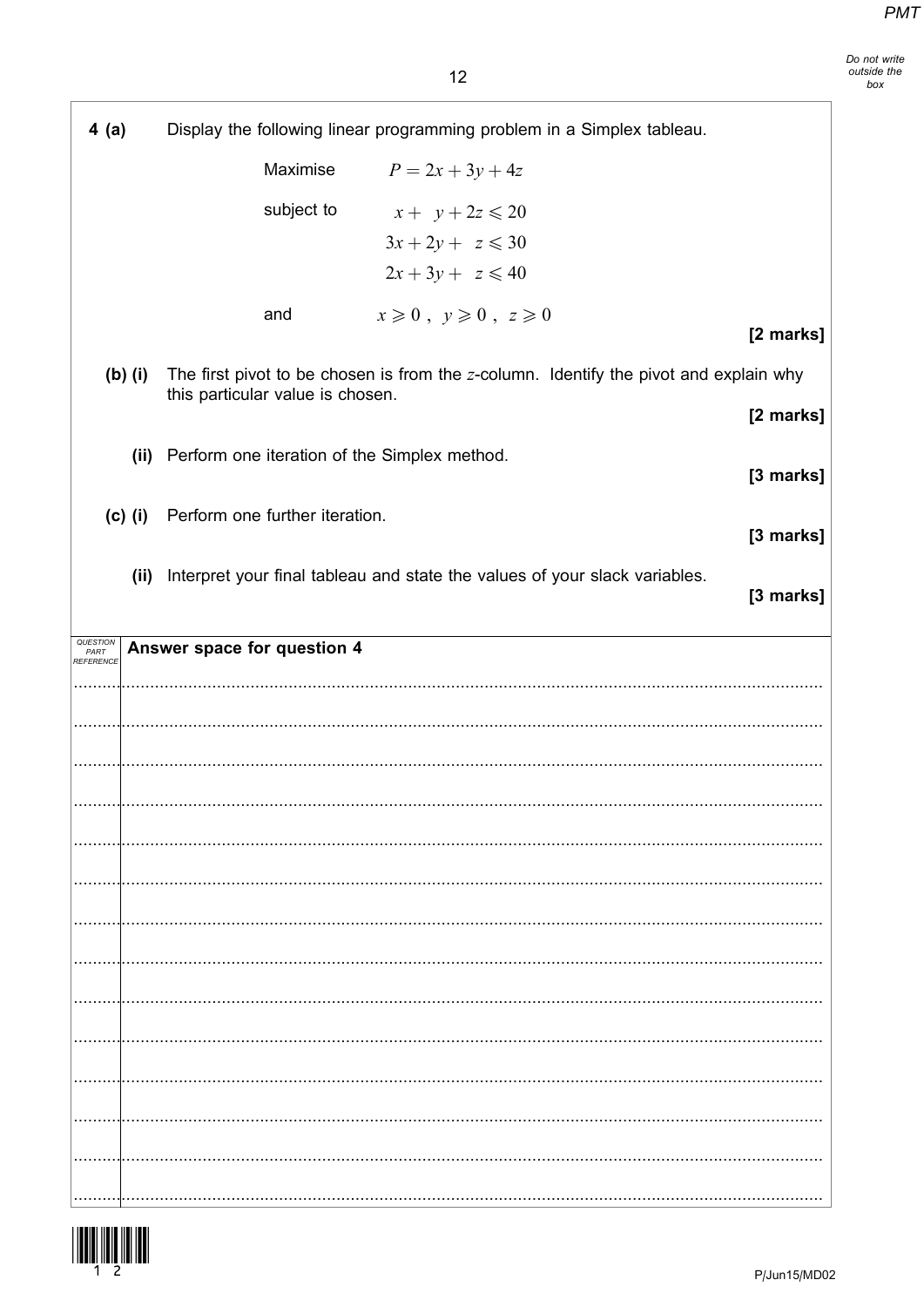**4 (a)** Display the following linear programming problem in a Simplex tableau.

Maximise $P = 2x + 3y + 4z$

subject to

$$x + y + 2z \leqslant 20$$

$$3x + 2y + z \leqslant 30$$

$$2x + 3y + z \leqslant 40$$

and $x \geqslant 0$ , $y \geqslant 0$ , $z \geqslant 0$

**[2 marks]**

**(b) (i)** The first pivot to be chosen is from the $z$-column. Identify the pivot and explain why this particular value is chosen.

**[2 marks]**

**(ii)** Perform one iteration of the Simplex method.

**[3 marks]**

**(c) (i)** Perform one further iteration.

**[3 marks]**

**(ii)** Interpret your final tableau and state the values of your slack variables.

**[3 marks]**

**Answer space for question 4**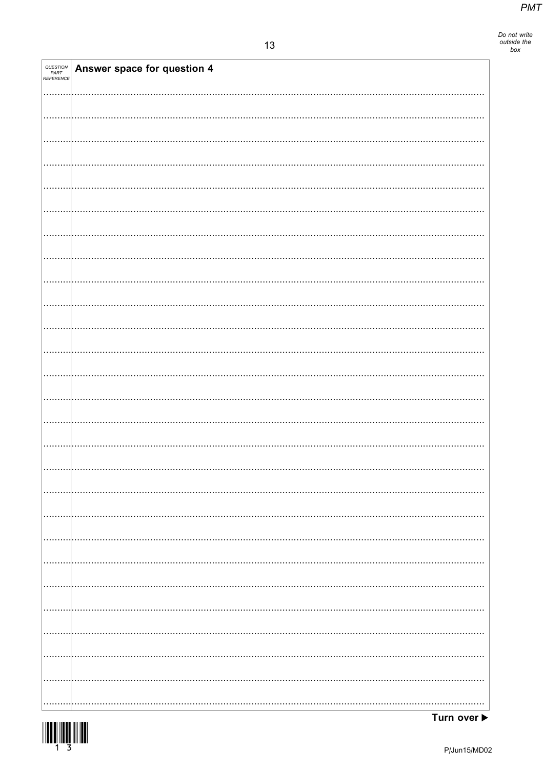| QUESTION PART REFERENCE | Answer space for question 4 |
| --- | --- |

Turn over ▶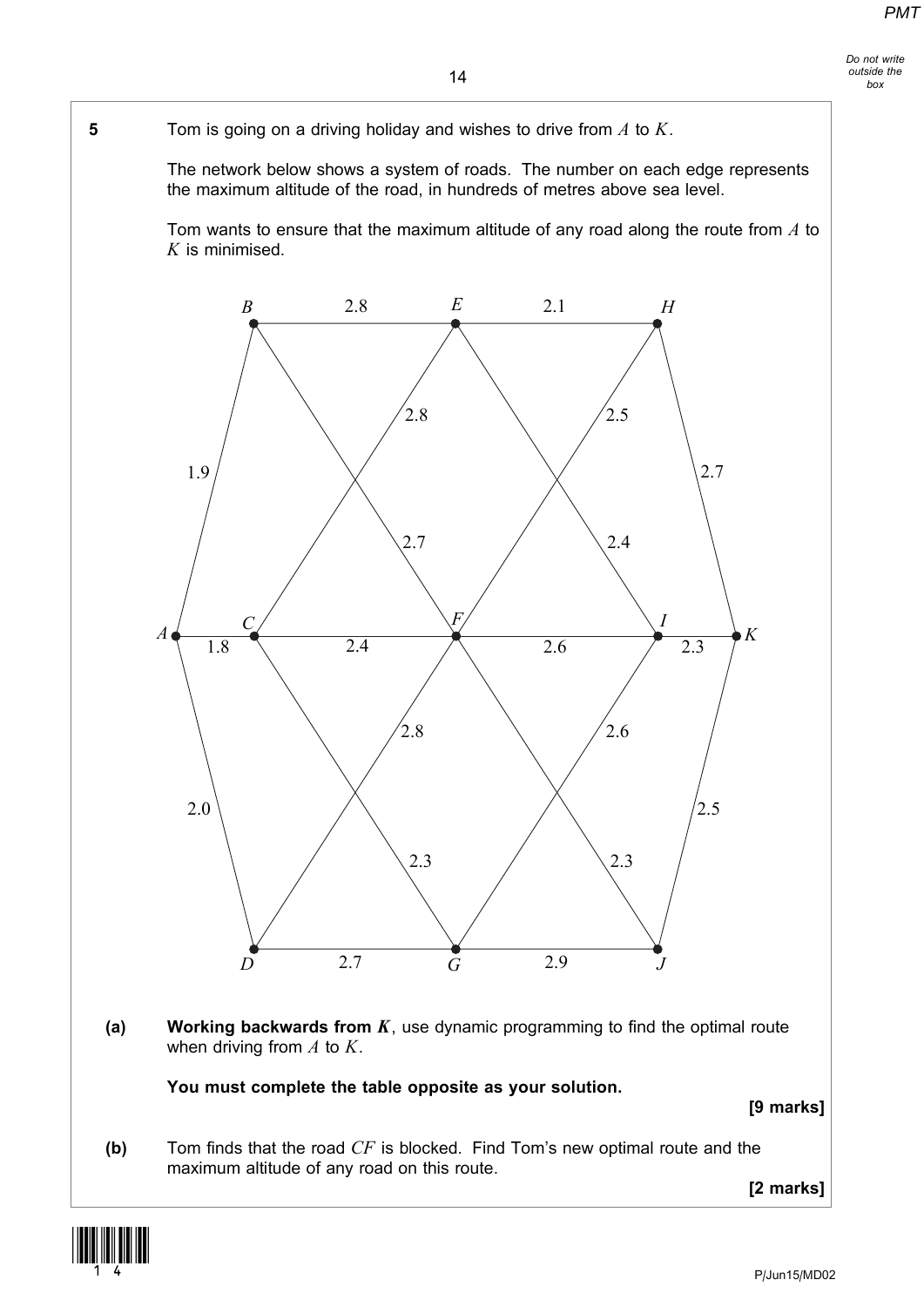**5** Tom is going on a driving holiday and wishes to drive from $A$ to $K$.

The network below shows a system of roads. The number on each edge represents the maximum altitude of the road, in hundreds of metres above sea level.

Tom wants to ensure that the maximum altitude of any road along the route from $A$ to $K$ is minimised.

**(a)** **Working backwards from $K$**, use dynamic programming to find the optimal route when driving from $A$ to $K$.

**You must complete the table opposite as your solution.**

**[9 marks]**

**(b)** Tom finds that the road $CF$ is blocked. Find Tom's new optimal route and the maximum altitude of any road on this route.

**[2 marks]**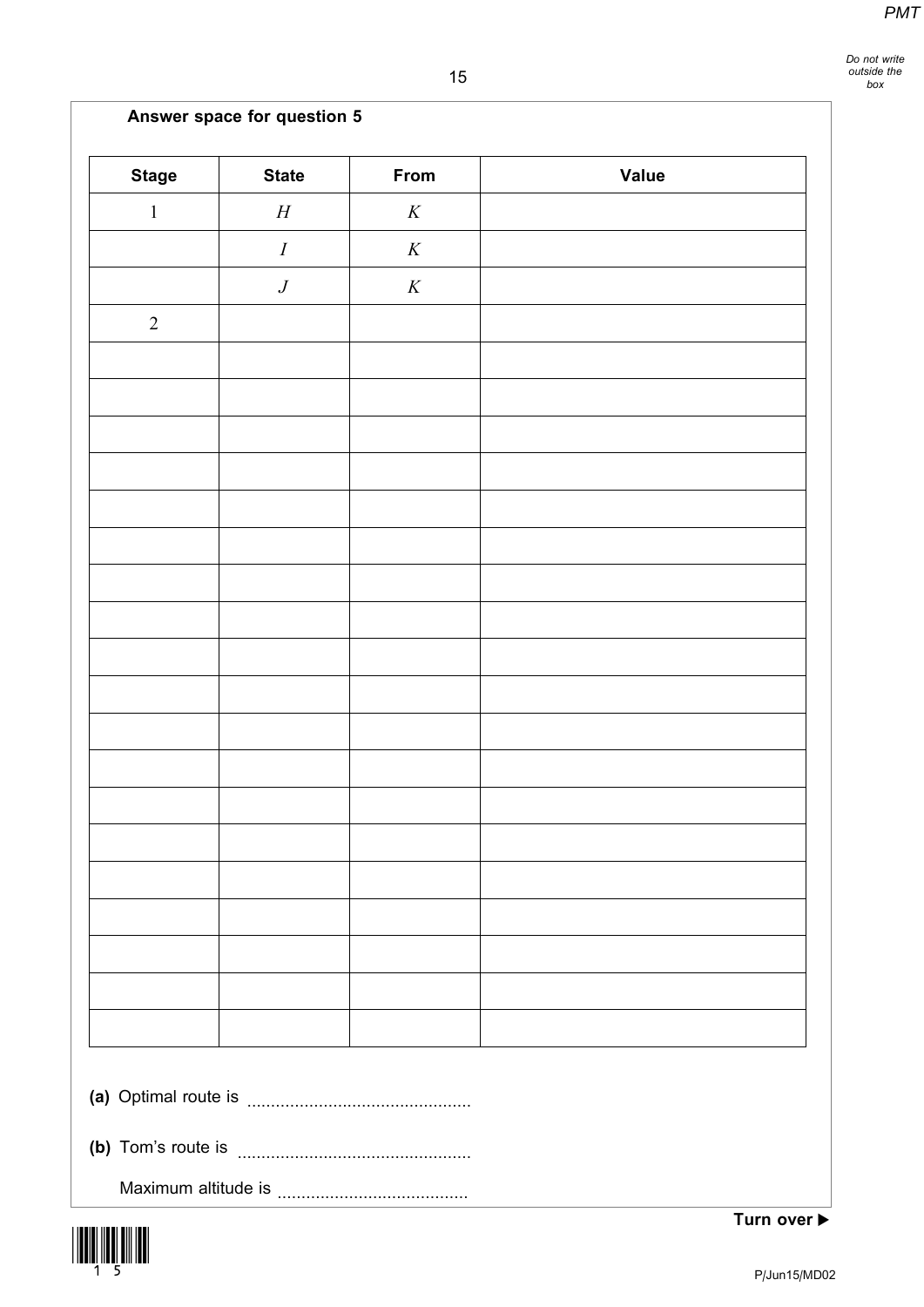**Answer space for question 5**

| Stage | State | From | Value |
|---|---|---|---|
| 1 | $H$ | $K$ | |
| | $I$ | $K$ | |
| | $J$ | $K$ | |
| 2 | | | |
| | | | |
| | | | |
| | | | |
| | | | |
| | | | |
| | | | |
| | | | |
| | | | |
| | | | |
| | | | |
| | | | |
| | | | |
| | | | |
| | | | |
| | | | |
| | | | |
| | | | |
| | | | |
| | | | |
| | | | |

**(a)** Optimal route is ..............................................

**(b)** Tom's route is ................................................

Maximum altitude is .......................................

**Turn over ▶**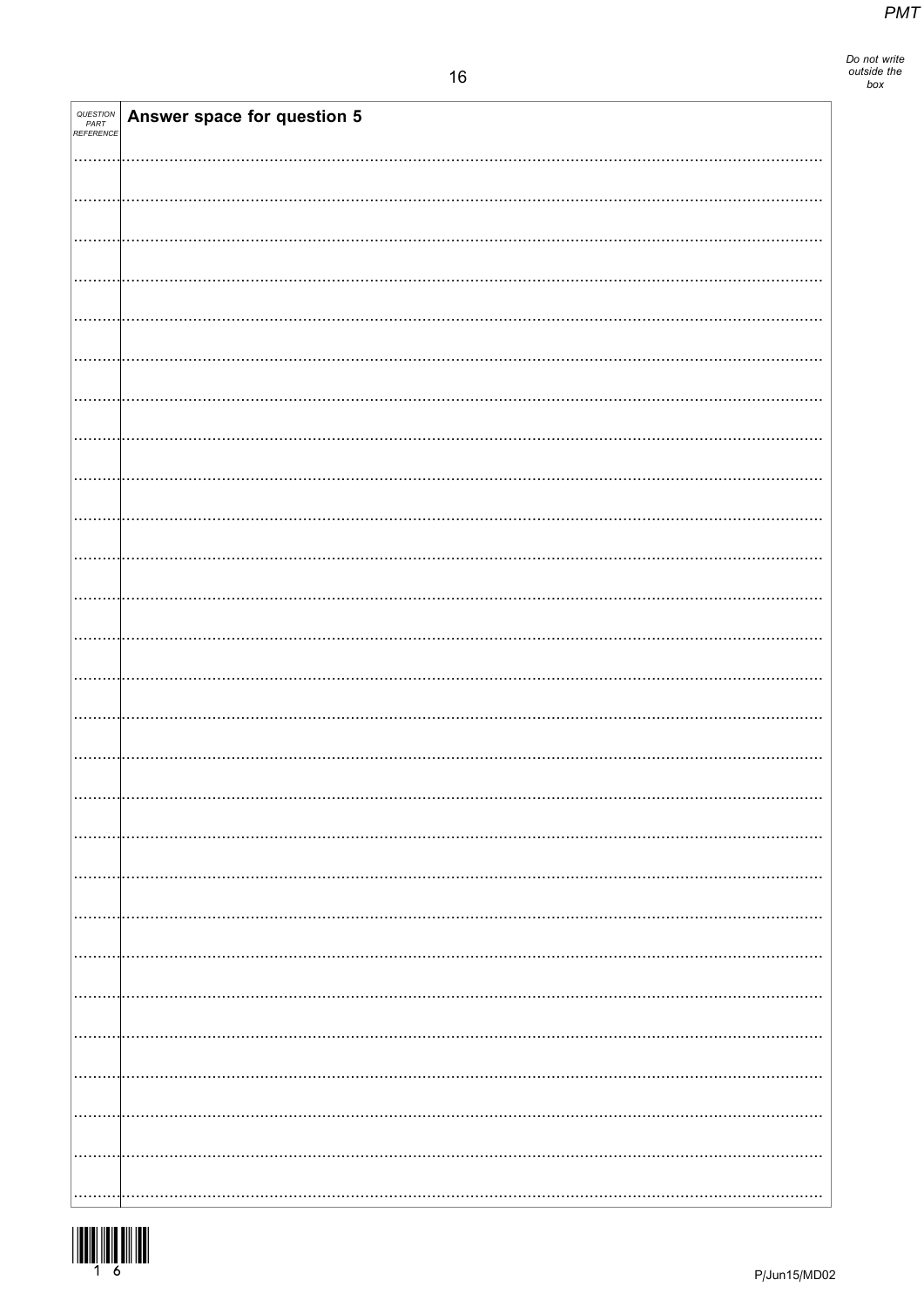| QUESTION PART REFERENCE | Answer space for question 5 |
|---|---|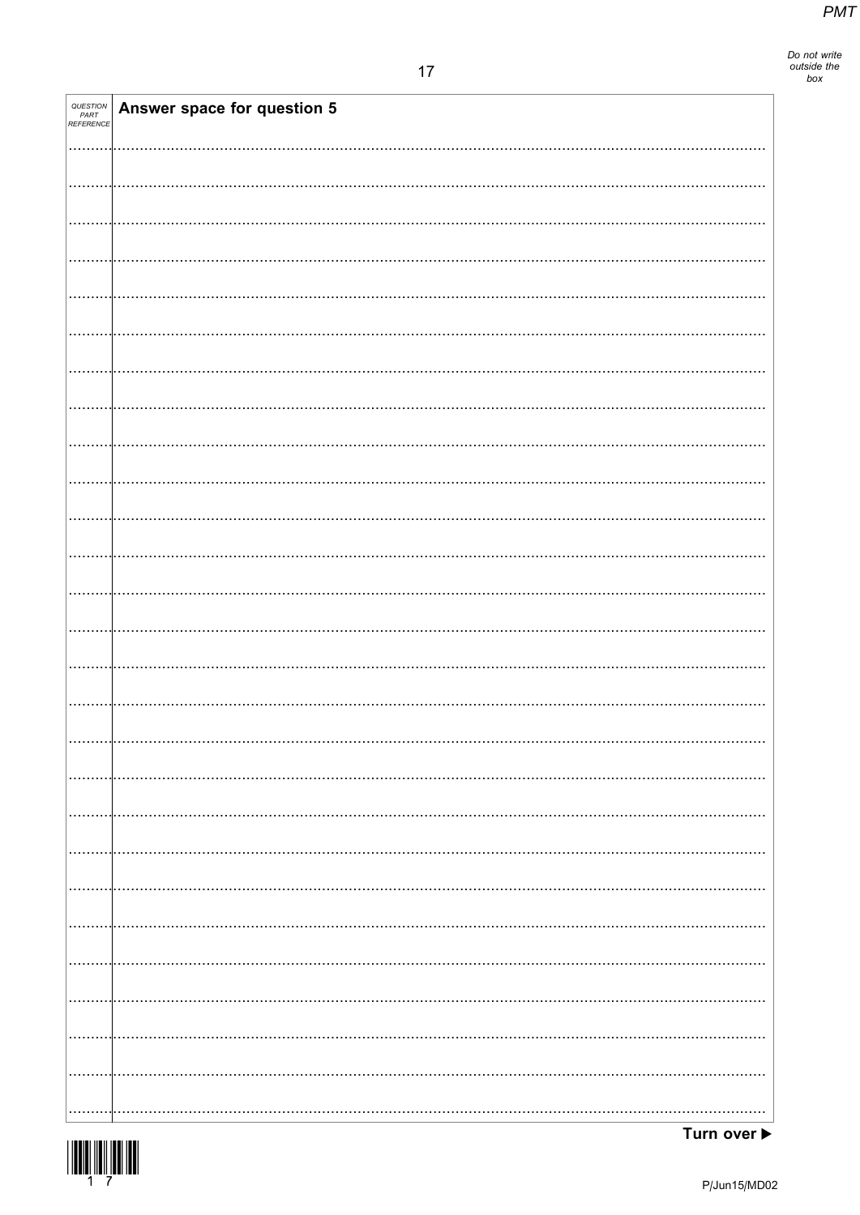**Answer space for question 5**

Turn over ▶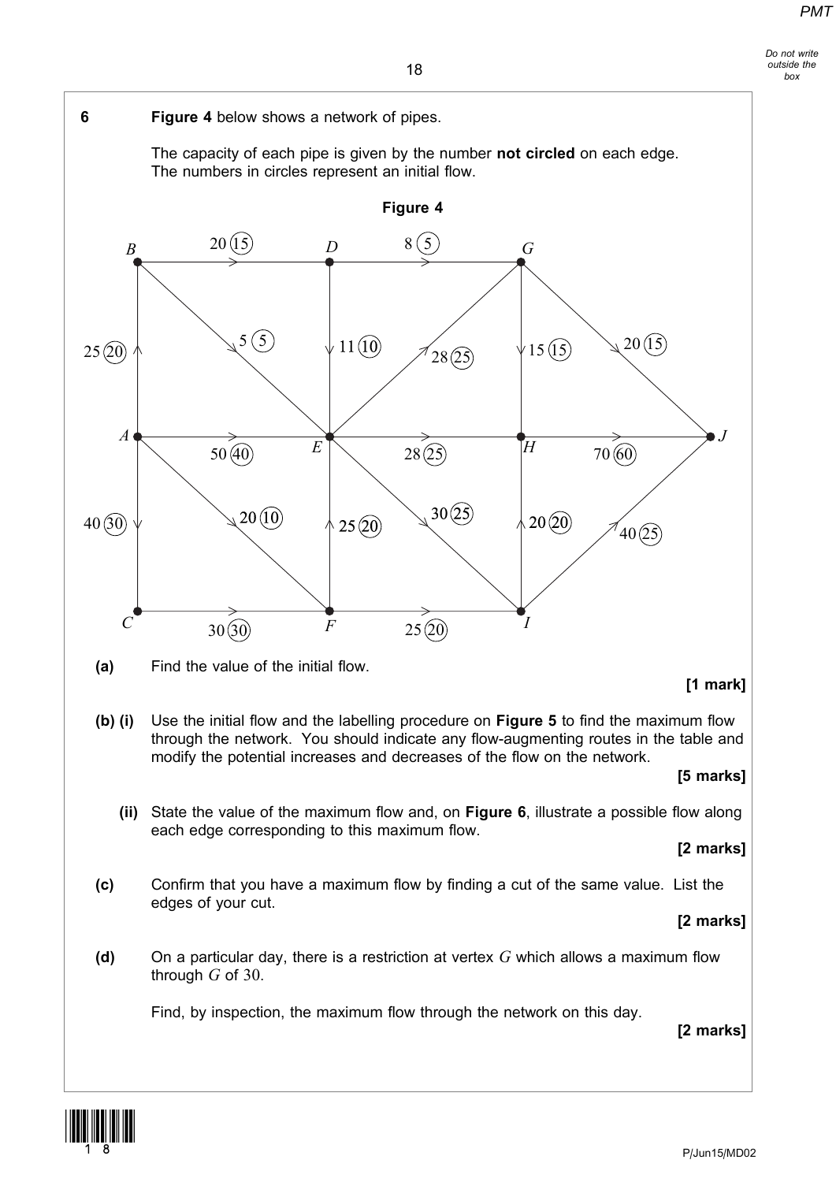**6** **Figure 4** below shows a network of pipes.

The capacity of each pipe is given by the number **not circled** on each edge. The numbers in circles represent an initial flow.

**Figure 4**

**(a)** Find the value of the initial flow.

**[1 mark]**

**(b) (i)** Use the initial flow and the labelling procedure on **Figure 5** to find the maximum flow through the network. You should indicate any flow-augmenting routes in the table and modify the potential increases and decreases of the flow on the network.

**[5 marks]**

**(ii)** State the value of the maximum flow and, on **Figure 6**, illustrate a possible flow along each edge corresponding to this maximum flow.

**[2 marks]**

**(c)** Confirm that you have a maximum flow by finding a cut of the same value. List the edges of your cut.

**[2 marks]**

**(d)** On a particular day, there is a restriction at vertex $G$ which allows a maximum flow through $G$ of 30.

Find, by inspection, the maximum flow through the network on this day.

**[2 marks]**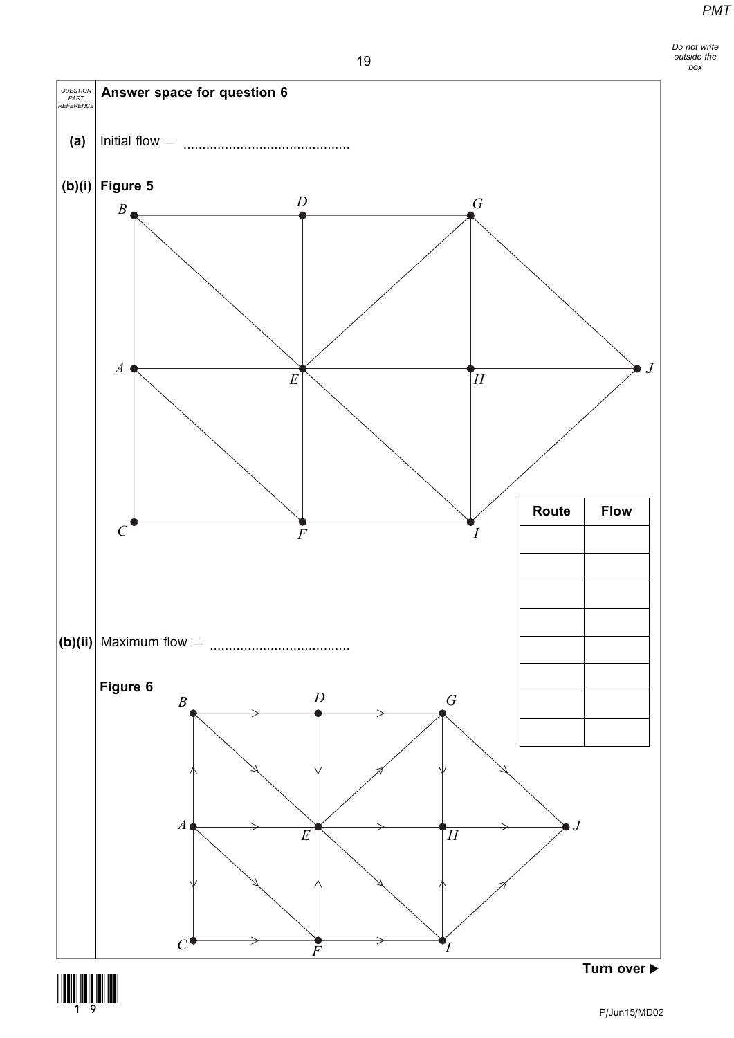**Answer space for question 6**

**(a)** Initial flow = ............................................

**(b)(i)** **Figure 5**

| Route | Flow |
| --- | --- |
| | |
| | |
| | |
| | |
| | |
| | |
| | |
| | |

**(b)(ii)** Maximum flow = ....................................

**Figure 6**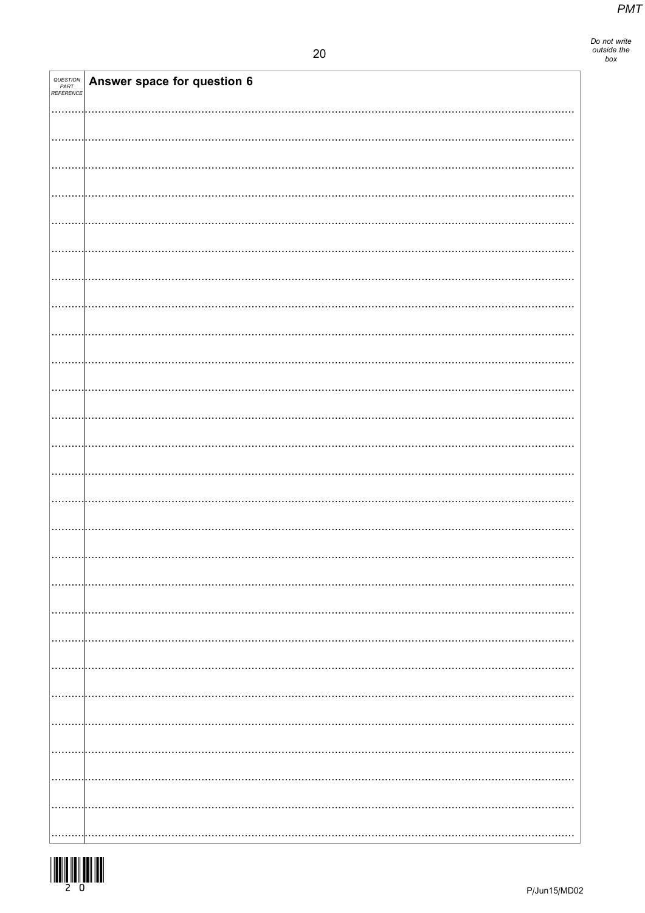| QUESTION PART REFERENCE | Answer space for question 6 |
| --- | --- |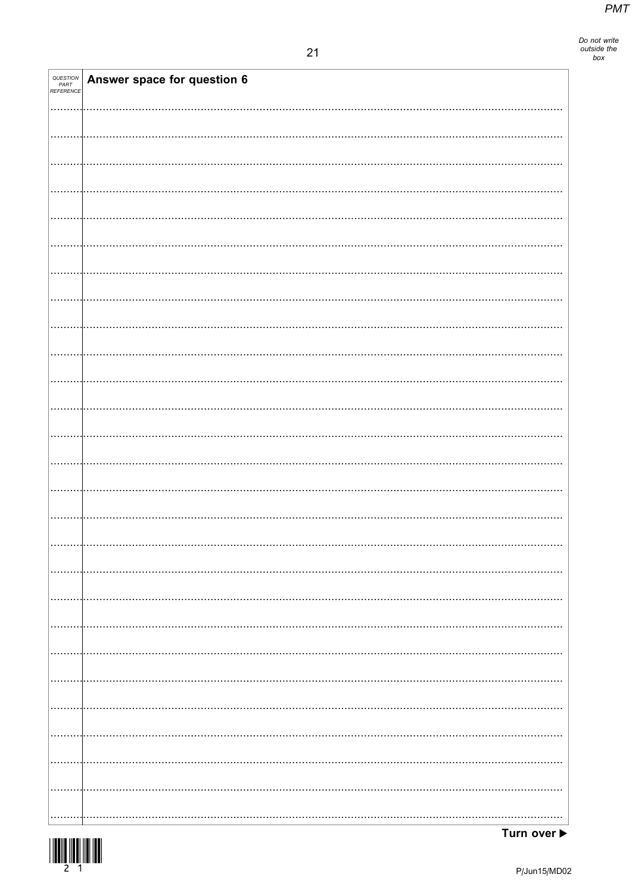| QUESTION PART REFERENCE | Answer space for question 6 |
| --- | --- |

Turn over ▶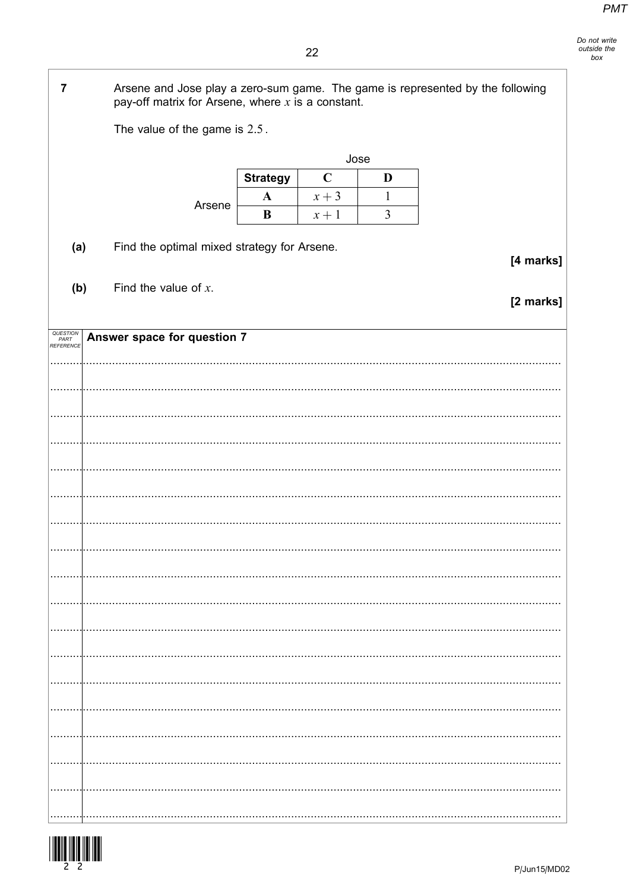**7** Arsene and Jose play a zero-sum game. The game is represented by the following pay-off matrix for Arsene, where $x$ is a constant.

The value of the game is $2.5$.

| | | Jose | |
|---|---|---|---|
| | **Strategy** | **C** | **D** |
| Arsene | **A** | $x + 3$ | 1 |
| | **B** | $x + 1$ | 3 |

**(a)** Find the optimal mixed strategy for Arsene.

**[4 marks]**

**(b)** Find the value of $x$.

**[2 marks]**

Answer space for question 7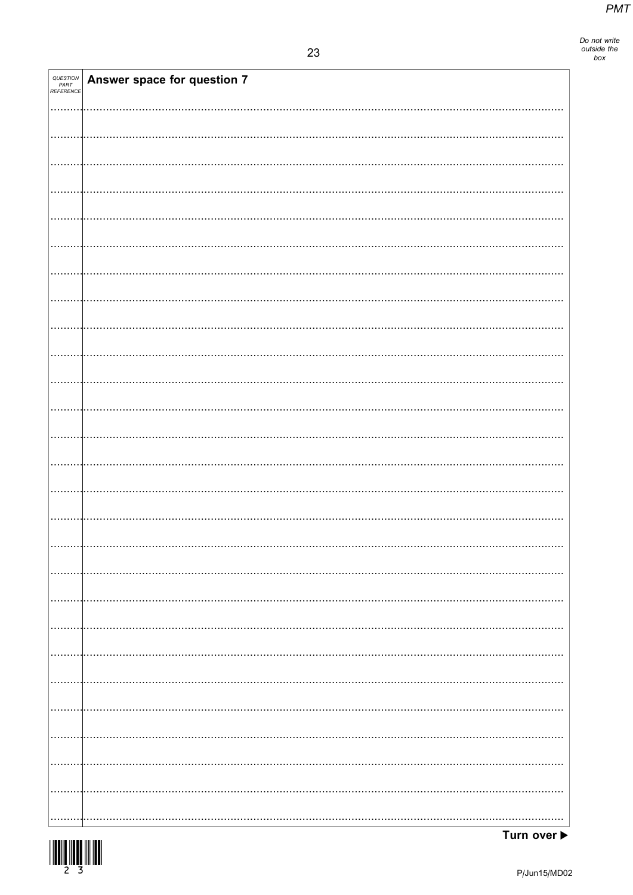| QUESTION PART REFERENCE | Answer space for question 7 |
|---|---|

Turn over ▶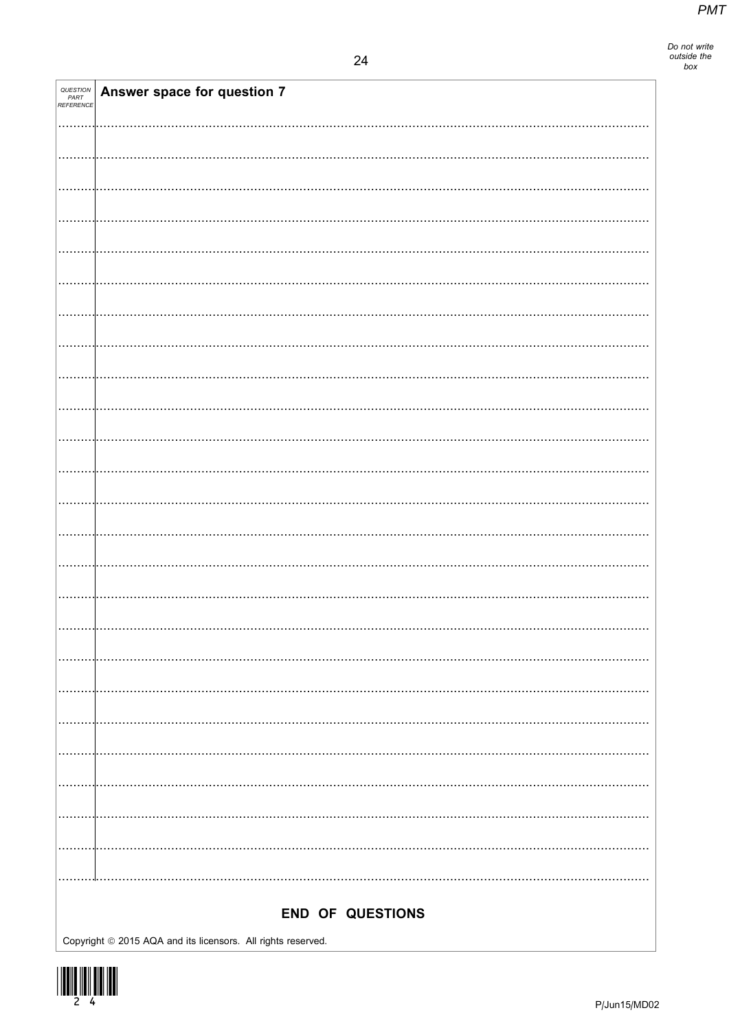| QUESTION PART REFERENCE | Answer space for question 7 |
|---|---|

**END OF QUESTIONS**

Copyright © 2015 AQA and its licensors. All rights reserved.